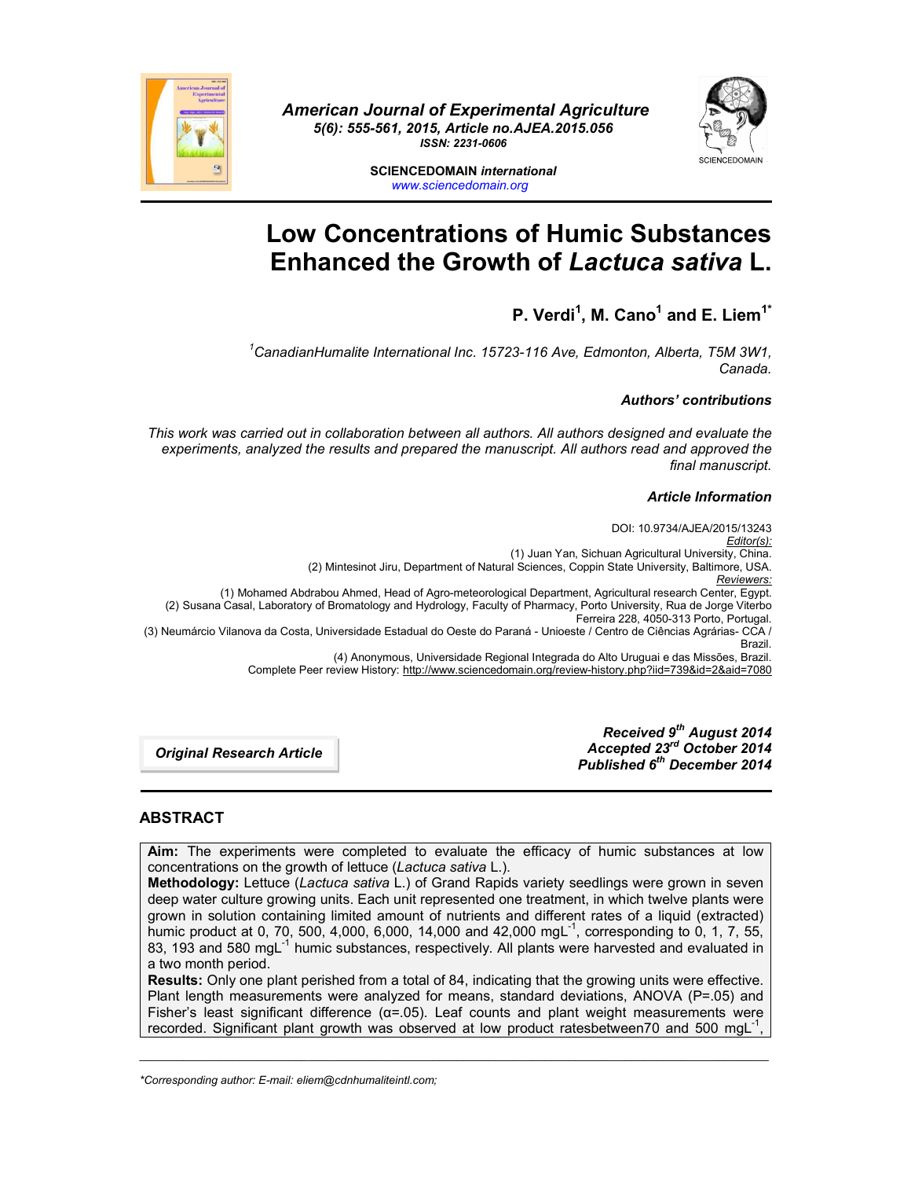American Journal of Experimental Agriculture
5(6): 555-561, 2015, Article no.AJEA.2015.056
ISSN: 2231-0606

SCIENCEDOMAIN international
www.sciencedomain.org

# Low Concentrations of Humic Substances Enhanced the Growth of *Lactuca sativa* L.

**P. Verdi[1], M. Cano[1] and E. Liem[1*]**

*[1]CanadianHumalite International Inc. 15723-116 Ave, Edmonton, Alberta, T5M 3W1, Canada.*

***Authors' contributions***

*This work was carried out in collaboration between all authors. All authors designed and evaluate the experiments, analyzed the results and prepared the manuscript. All authors read and approved the final manuscript.*

***Article Information***

DOI: 10.9734/AJEA/2015/13243

Editor(s):

(1) Juan Yan, Sichuan Agricultural University, China.

(2) Mintesinot Jiru, Department of Natural Sciences, Coppin State University, Baltimore, USA.

Reviewers:

(1) Mohamed Abdrabou Ahmed, Head of Agro-meteorological Department, Agricultural research Center, Egypt.

(2) Susana Casal, Laboratory of Bromatology and Hydrology, Faculty of Pharmacy, Porto University, Rua de Jorge Viterbo Ferreira 228, 4050-313 Porto, Portugal.

(3) Neumárcio Vilanova da Costa, Universidade Estadual do Oeste do Paraná - Unioeste / Centro de Ciências Agrárias- CCA / Brazil.

(4) Anonymous, Universidade Regional Integrada do Alto Uruguai e das Missões, Brazil.

Complete Peer review History: http://www.sciencedomain.org/review-history.php?iid=739&id=2&aid=7080

***Original Research Article***

***Received 9th August 2014***
***Accepted 23rd October 2014***
***Published 6th December 2014***

## ABSTRACT

**Aim:** The experiments were completed to evaluate the efficacy of humic substances at low concentrations on the growth of lettuce (*Lactuca sativa* L.).

**Methodology:** Lettuce (*Lactuca sativa* L.) of Grand Rapids variety seedlings were grown in seven deep water culture growing units. Each unit represented one treatment, in which twelve plants were grown in solution containing limited amount of nutrients and different rates of a liquid (extracted) humic product at 0, 70, 500, 4,000, 6,000, 14,000 and 42,000 mgL$^{-1}$, corresponding to 0, 1, 7, 55, 83, 193 and 580 mgL$^{-1}$ humic substances, respectively. All plants were harvested and evaluated in a two month period.

**Results:** Only one plant perished from a total of 84, indicating that the growing units were effective. Plant length measurements were analyzed for means, standard deviations, ANOVA (P=.05) and Fisher's least significant difference (α=.05). Leaf counts and plant weight measurements were recorded. Significant plant growth was observed at low product ratesbetween70 and 500 mgL$^{-1}$,

*Corresponding author: E-mail: eliem@cdnhumaliteintl.com;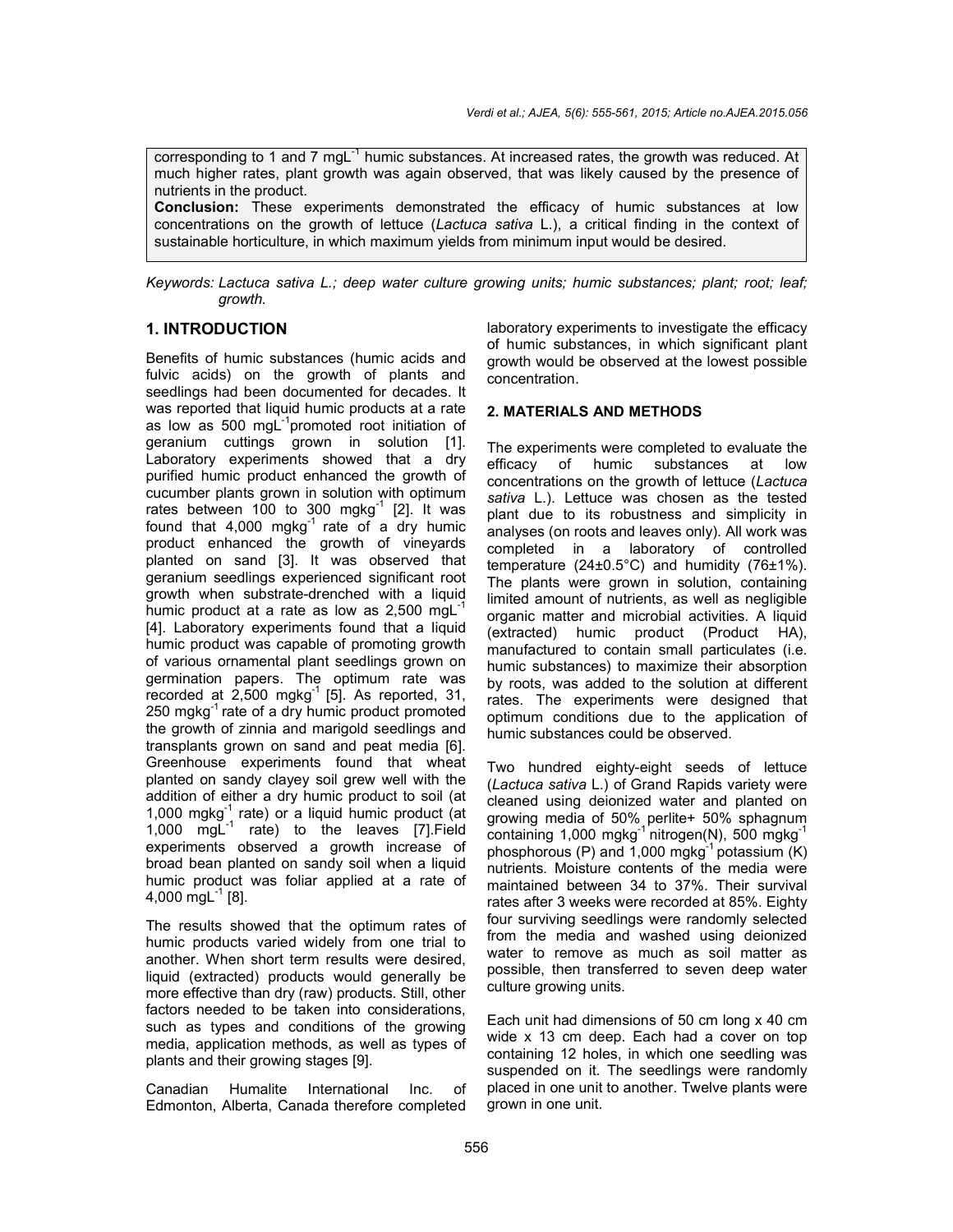corresponding to 1 and 7 $mgL^{-1}$ humic substances. At increased rates, the growth was reduced. At much higher rates, plant growth was again observed, that was likely caused by the presence of nutrients in the product.

**Conclusion:** These experiments demonstrated the efficacy of humic substances at low concentrations on the growth of lettuce (*Lactuca sativa* L.), a critical finding in the context of sustainable horticulture, in which maximum yields from minimum input would be desired.

*Keywords: Lactuca sativa L.; deep water culture growing units; humic substances; plant; root; leaf; growth.*

## 1. INTRODUCTION

Benefits of humic substances (humic acids and fulvic acids) on the growth of plants and seedlings had been documented for decades. It was reported that liquid humic products at a rate as low as 500 $mgL^{-1}$promoted root initiation of geranium cuttings grown in solution [1]. Laboratory experiments showed that a dry purified humic product enhanced the growth of cucumber plants grown in solution with optimum rates between 100 to 300 $mgkg^{-1}$ [2]. It was found that 4,000 $mgkg^{-1}$ rate of a dry humic product enhanced the growth of vineyards planted on sand [3]. It was observed that geranium seedlings experienced significant root growth when substrate-drenched with a liquid humic product at a rate as low as 2,500 $mgL^{-1}$ [4]. Laboratory experiments found that a liquid humic product was capable of promoting growth of various ornamental plant seedlings grown on germination papers. The optimum rate was recorded at 2,500 $mgkg^{-1}$ [5]. As reported, 31, 250 $mgkg^{-1}$ rate of a dry humic product promoted the growth of zinnia and marigold seedlings and transplants grown on sand and peat media [6]. Greenhouse experiments found that wheat planted on sandy clayey soil grew well with the addition of either a dry humic product to soil (at 1,000 $mgkg^{-1}$ rate) or a liquid humic product (at 1,000 $mgL^{-1}$ rate) to the leaves [7].Field experiments observed a growth increase of broad bean planted on sandy soil when a liquid humic product was foliar applied at a rate of 4,000 $mgL^{-1}$ [8].

The results showed that the optimum rates of humic products varied widely from one trial to another. When short term results were desired, liquid (extracted) products would generally be more effective than dry (raw) products. Still, other factors needed to be taken into considerations, such as types and conditions of the growing media, application methods, as well as types of plants and their growing stages [9].

Canadian Humalite International Inc. of Edmonton, Alberta, Canada therefore completed laboratory experiments to investigate the efficacy of humic substances, in which significant plant growth would be observed at the lowest possible concentration.

## 2. MATERIALS AND METHODS

The experiments were completed to evaluate the efficacy of humic substances at low concentrations on the growth of lettuce (*Lactuca sativa* L.). Lettuce was chosen as the tested plant due to its robustness and simplicity in analyses (on roots and leaves only). All work was completed in a laboratory of controlled temperature (24±0.5°C) and humidity (76±1%). The plants were grown in solution, containing limited amount of nutrients, as well as negligible organic matter and microbial activities. A liquid (extracted) humic product (Product HA), manufactured to contain small particulates (i.e. humic substances) to maximize their absorption by roots, was added to the solution at different rates. The experiments were designed that optimum conditions due to the application of humic substances could be observed.

Two hundred eighty-eight seeds of lettuce (*Lactuca sativa* L.) of Grand Rapids variety were cleaned using deionized water and planted on growing media of 50% perlite+ 50% sphagnum containing 1,000 $mgkg^{-1}$ nitrogen(N), 500 $mgkg^{-1}$ phosphorous (P) and 1,000 $mgkg^{-1}$ potassium (K) nutrients. Moisture contents of the media were maintained between 34 to 37%. Their survival rates after 3 weeks were recorded at 85%. Eighty four surviving seedlings were randomly selected from the media and washed using deionized water to remove as much as soil matter as possible, then transferred to seven deep water culture growing units.

Each unit had dimensions of 50 cm long x 40 cm wide x 13 cm deep. Each had a cover on top containing 12 holes, in which one seedling was suspended on it. The seedlings were randomly placed in one unit to another. Twelve plants were grown in one unit.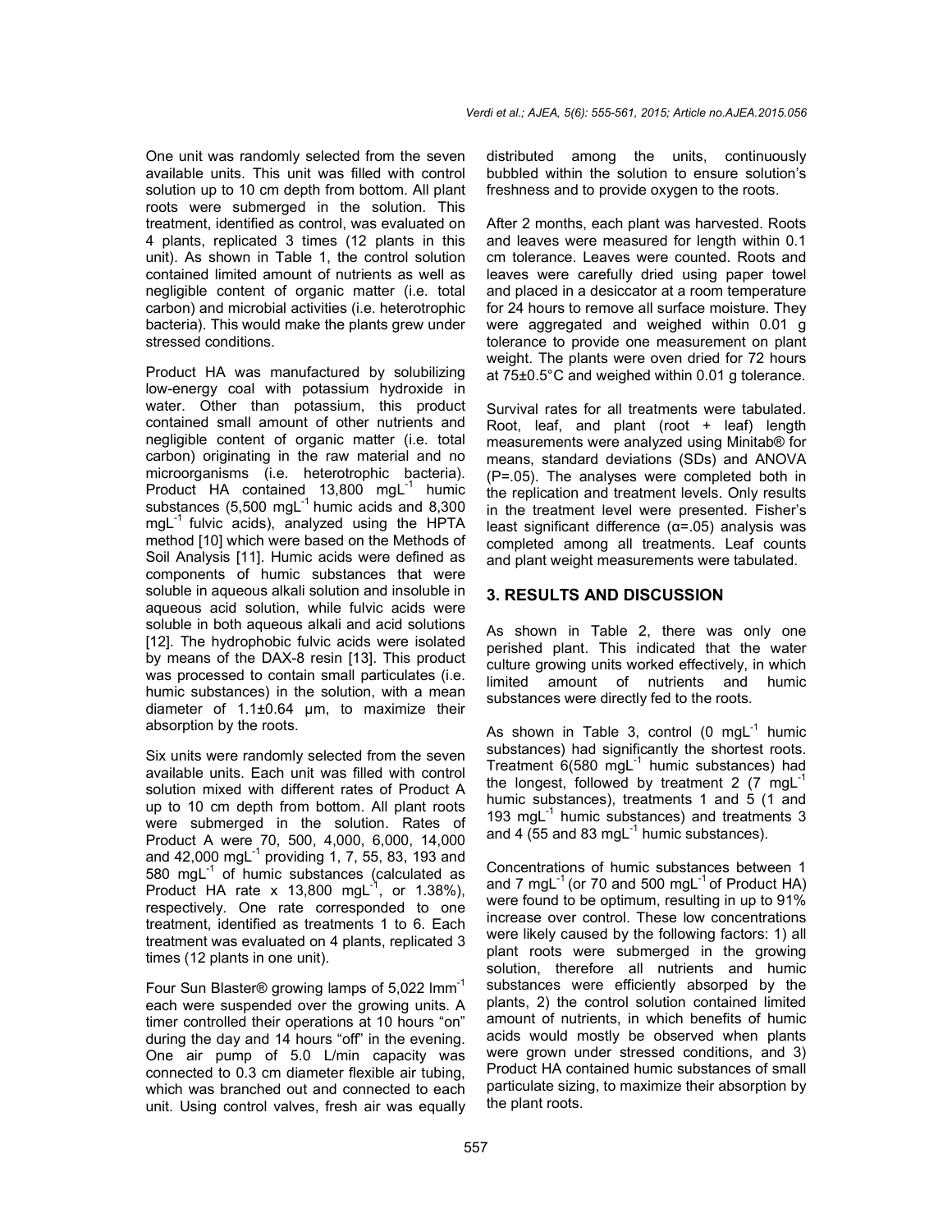One unit was randomly selected from the seven available units. This unit was filled with control solution up to 10 cm depth from bottom. All plant roots were submerged in the solution. This treatment, identified as control, was evaluated on 4 plants, replicated 3 times (12 plants in this unit). As shown in Table 1, the control solution contained limited amount of nutrients as well as negligible content of organic matter (i.e. total carbon) and microbial activities (i.e. heterotrophic bacteria). This would make the plants grew under stressed conditions.

Product HA was manufactured by solubilizing low-energy coal with potassium hydroxide in water. Other than potassium, this product contained small amount of other nutrients and negligible content of organic matter (i.e. total carbon) originating in the raw material and no microorganisms (i.e. heterotrophic bacteria). Product HA contained 13,800 $mgL^{-1}$ humic substances (5,500 $mgL^{-1}$ humic acids and 8,300 $mgL^{-1}$ fulvic acids), analyzed using the HPTA method [10] which were based on the Methods of Soil Analysis [11]. Humic acids were defined as components of humic substances that were soluble in aqueous alkali solution and insoluble in aqueous acid solution, while fulvic acids were soluble in both aqueous alkali and acid solutions [12]. The hydrophobic fulvic acids were isolated by means of the DAX-8 resin [13]. This product was processed to contain small particulates (i.e. humic substances) in the solution, with a mean diameter of 1.1±0.64 µm, to maximize their absorption by the roots.

Six units were randomly selected from the seven available units. Each unit was filled with control solution mixed with different rates of Product A up to 10 cm depth from bottom. All plant roots were submerged in the solution. Rates of Product A were 70, 500, 4,000, 6,000, 14,000 and 42,000 $mgL^{-1}$ providing 1, 7, 55, 83, 193 and 580 $mgL^{-1}$ of humic substances (calculated as Product HA rate x 13,800 $mgL^{-1}$, or 1.38%), respectively. One rate corresponded to one treatment, identified as treatments 1 to 6. Each treatment was evaluated on 4 plants, replicated 3 times (12 plants in one unit).

Four Sun Blaster® growing lamps of 5,022 $lmm^{-1}$ each were suspended over the growing units. A timer controlled their operations at 10 hours "on" during the day and 14 hours "off" in the evening. One air pump of 5.0 L/min capacity was connected to 0.3 cm diameter flexible air tubing, which was branched out and connected to each unit. Using control valves, fresh air was equally distributed among the units, continuously bubbled within the solution to ensure solution's freshness and to provide oxygen to the roots.

After 2 months, each plant was harvested. Roots and leaves were measured for length within 0.1 cm tolerance. Leaves were counted. Roots and leaves were carefully dried using paper towel and placed in a desiccator at a room temperature for 24 hours to remove all surface moisture. They were aggregated and weighed within 0.01 g tolerance to provide one measurement on plant weight. The plants were oven dried for 72 hours at 75±0.5°C and weighed within 0.01 g tolerance.

Survival rates for all treatments were tabulated. Root, leaf, and plant (root + leaf) length measurements were analyzed using Minitab® for means, standard deviations (SDs) and ANOVA (P=.05). The analyses were completed both in the replication and treatment levels. Only results in the treatment level were presented. Fisher's least significant difference (α=.05) analysis was completed among all treatments. Leaf counts and plant weight measurements were tabulated.

## 3. RESULTS AND DISCUSSION

As shown in Table 2, there was only one perished plant. This indicated that the water culture growing units worked effectively, in which limited amount of nutrients and humic substances were directly fed to the roots.

As shown in Table 3, control (0 $mgL^{-1}$ humic substances) had significantly the shortest roots. Treatment 6(580 $mgL^{-1}$ humic substances) had the longest, followed by treatment 2 (7 $mgL^{-1}$ humic substances), treatments 1 and 5 (1 and 193 $mgL^{-1}$ humic substances) and treatments 3 and 4 (55 and 83 $mgL^{-1}$ humic substances).

Concentrations of humic substances between 1 and 7 $mgL^{-1}$ (or 70 and 500 $mgL^{-1}$ of Product HA) were found to be optimum, resulting in up to 91% increase over control. These low concentrations were likely caused by the following factors: 1) all plant roots were submerged in the growing solution, therefore all nutrients and humic substances were efficiently absorbed by the plants, 2) the control solution contained limited amount of nutrients, in which benefits of humic acids would mostly be observed when plants were grown under stressed conditions, and 3) Product HA contained humic substances of small particulate sizing, to maximize their absorption by the plant roots.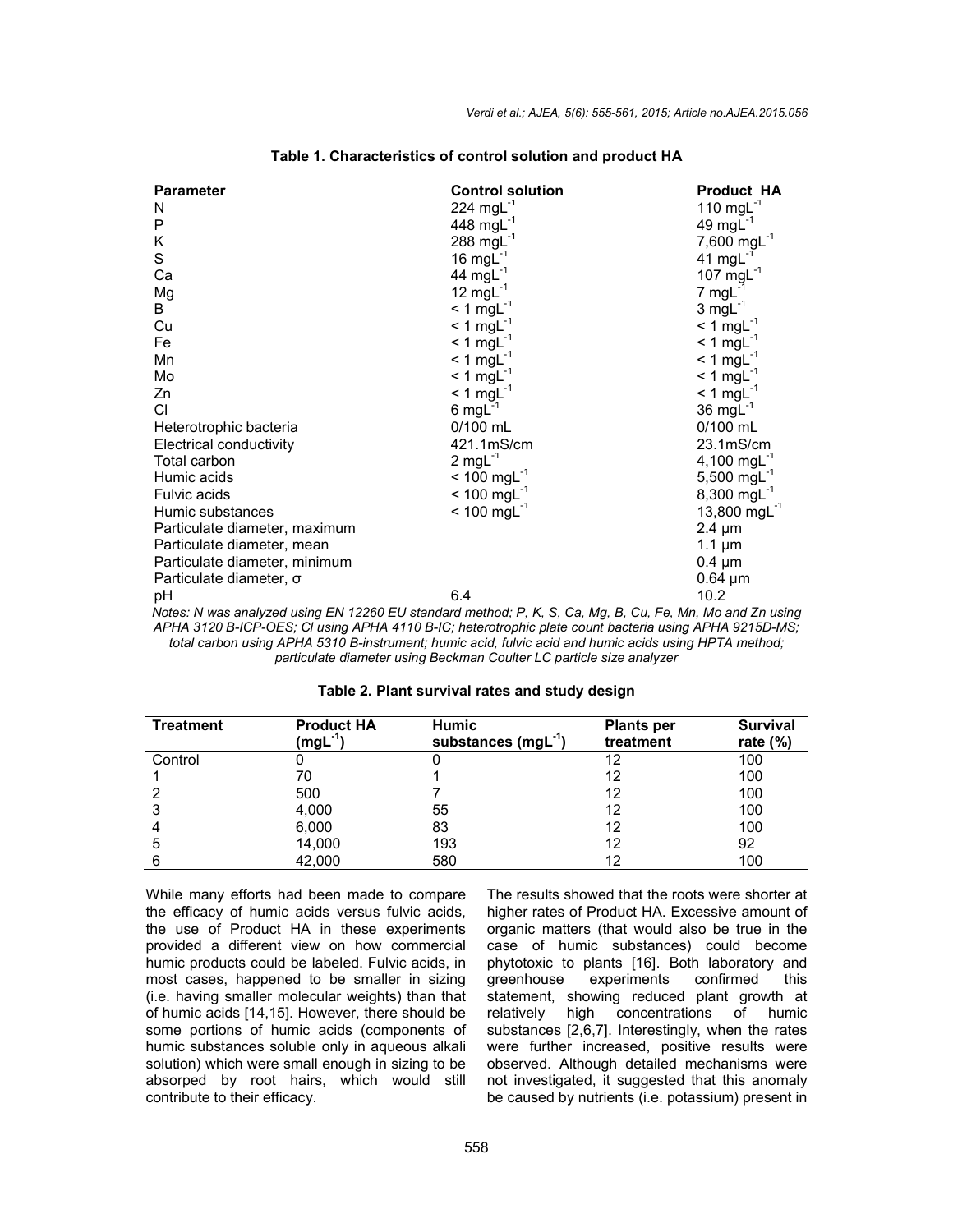**Table 1. Characteristics of control solution and product HA**

| Parameter | Control solution | Product HA |
|---|---|---|
| N | 224 $mgL^{-1}$ | 110 $mgL^{-1}$ |
| P | 448 $mgL^{-1}$ | 49 $mgL^{-1}$ |
| K | 288 $mgL^{-1}$ | 7,600 $mgL^{-1}$ |
| S | 16 $mgL^{-1}$ | 41 $mgL^{-1}$ |
| Ca | 44 $mgL^{-1}$ | 107 $mgL^{-1}$ |
| Mg | 12 $mgL^{-1}$ | 7 $mgL^{-1}$ |
| B | < 1 $mgL^{-1}$ | 3 $mgL^{-1}$ |
| Cu | < 1 $mgL^{-1}$ | < 1 $mgL^{-1}$ |
| Fe | < 1 $mgL^{-1}$ | < 1 $mgL^{-1}$ |
| Mn | < 1 $mgL^{-1}$ | < 1 $mgL^{-1}$ |
| Mo | < 1 $mgL^{-1}$ | < 1 $mgL^{-1}$ |
| Zn | < 1 $mgL^{-1}$ | < 1 $mgL^{-1}$ |
| Cl | 6 $mgL^{-1}$ | 36 $mgL^{-1}$ |
| Heterotrophic bacteria | 0/100 mL | 0/100 mL |
| Electrical conductivity | 421.1mS/cm | 23.1mS/cm |
| Total carbon | 2 $mgL^{-1}$ | 4,100 $mgL^{-1}$ |
| Humic acids | < 100 $mgL^{-1}$ | 5,500 $mgL^{-1}$ |
| Fulvic acids | < 100 $mgL^{-1}$ | 8,300 $mgL^{-1}$ |
| Humic substances | < 100 $mgL^{-1}$ | 13,800 $mgL^{-1}$ |
| Particulate diameter, maximum | | 2.4 µm |
| Particulate diameter, mean | | 1.1 µm |
| Particulate diameter, minimum | | 0.4 µm |
| Particulate diameter, σ | | 0.64 µm |
| pH | 6.4 | 10.2 |

*Notes: N was analyzed using EN 12260 EU standard method; P, K, S, Ca, Mg, B, Cu, Fe, Mn, Mo and Zn using APHA 3120 B-ICP-OES; Cl using APHA 4110 B-IC; heterotrophic plate count bacteria using APHA 9215D-MS; total carbon using APHA 5310 B-instrument; humic acid, fulvic acid and humic acids using HPTA method; particulate diameter using Beckman Coulter LC particle size analyzer*

**Table 2. Plant survival rates and study design**

| Treatment | Product HA ($mgL^{-1}$) | Humic substances ($mgL^{-1}$) | Plants per treatment | Survival rate (%) |
|---|---|---|---|---|
| Control | 0 | 0 | 12 | 100 |
| 1 | 70 | 1 | 12 | 100 |
| 2 | 500 | 7 | 12 | 100 |
| 3 | 4,000 | 55 | 12 | 100 |
| 4 | 6,000 | 83 | 12 | 100 |
| 5 | 14,000 | 193 | 12 | 92 |
| 6 | 42,000 | 580 | 12 | 100 |

While many efforts had been made to compare the efficacy of humic acids versus fulvic acids, the use of Product HA in these experiments provided a different view on how commercial humic products could be labeled. Fulvic acids, in most cases, happened to be smaller in sizing (i.e. having smaller molecular weights) than that of humic acids [14,15]. However, there should be some portions of humic acids (components of humic substances soluble only in aqueous alkali solution) which were small enough in sizing to be absorbed by root hairs, which would still contribute to their efficacy.

The results showed that the roots were shorter at higher rates of Product HA. Excessive amount of organic matters (that would also be true in the case of humic substances) could become phytotoxic to plants [16]. Both laboratory and greenhouse experiments confirmed this statement, showing reduced plant growth at relatively high concentrations of humic substances [2,6,7]. Interestingly, when the rates were further increased, positive results were observed. Although detailed mechanisms were not investigated, it suggested that this anomaly be caused by nutrients (i.e. potassium) present in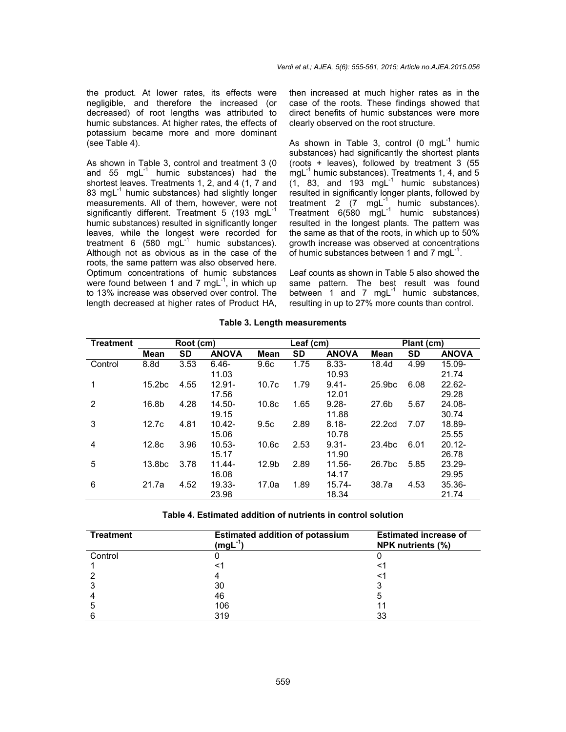the product. At lower rates, its effects were negligible, and therefore the increased (or decreased) of root lengths was attributed to humic substances. At higher rates, the effects of potassium became more and more dominant (see Table 4).

As shown in Table 3, control and treatment 3 (0 and 55 $mgL^{-1}$ humic substances) had the shortest leaves. Treatments 1, 2, and 4 (1, 7 and 83 $mgL^{-1}$ humic substances) had slightly longer measurements. All of them, however, were not significantly different. Treatment 5 (193 $mgL^{-1}$ humic substances) resulted in significantly longer leaves, while the longest were recorded for treatment 6 (580 $mgL^{-1}$ humic substances). Although not as obvious as in the case of the roots, the same pattern was also observed here. Optimum concentrations of humic substances were found between 1 and 7 $mgL^{-1}$, in which up to 13% increase was observed over control. The length decreased at higher rates of Product HA, then increased at much higher rates as in the case of the roots. These findings showed that direct benefits of humic substances were more clearly observed on the root structure.

As shown in Table 3, control (0 $mgL^{-1}$ humic substances) had significantly the shortest plants (roots + leaves), followed by treatment 3 (55 $mgL^{-1}$ humic substances). Treatments 1, 4, and 5 (1, 83, and 193 $mgL^{-1}$ humic substances) resulted in significantly longer plants, followed by treatment 2 (7 $mgL^{-1}$ humic substances). Treatment 6(580 $mgL^{-1}$ humic substances) resulted in the longest plants. The pattern was the same as that of the roots, in which up to 50% growth increase was observed at concentrations of humic substances between 1 and 7 $mgL^{-1}$.

Leaf counts as shown in Table 5 also showed the same pattern. The best result was found between 1 and 7 $mgL^{-1}$ humic substances, resulting in up to 27% more counts than control.

**Table 3. Length measurements**

| Treatment | Root (cm) | | | Leaf (cm) | | | Plant (cm) | | |
|---|---|---|---|---|---|---|---|---|---|
| | **Mean** | **SD** | **ANOVA** | **Mean** | **SD** | **ANOVA** | **Mean** | **SD** | **ANOVA** |
| Control | 8.8d | 3.53 | 6.46-11.03 | 9.6c | 1.75 | 8.33-10.93 | 18.4d | 4.99 | 15.09-21.74 |
| 1 | 15.2bc | 4.55 | 12.91-17.56 | 10.7c | 1.79 | 9.41-12.01 | 25.9bc | 6.08 | 22.62-29.28 |
| 2 | 16.8b | 4.28 | 14.50-19.15 | 10.8c | 1.65 | 9.28-11.88 | 27.6b | 5.67 | 24.08-30.74 |
| 3 | 12.7c | 4.81 | 10.42-15.06 | 9.5c | 2.89 | 8.18-10.78 | 22.2cd | 7.07 | 18.89-25.55 |
| 4 | 12.8c | 3.96 | 10.53-15.17 | 10.6c | 2.53 | 9.31-11.90 | 23.4bc | 6.01 | 20.12-26.78 |
| 5 | 13.8bc | 3.78 | 11.44-16.08 | 12.9b | 2.89 | 11.56-14.17 | 26.7bc | 5.85 | 23.29-29.95 |
| 6 | 21.7a | 4.52 | 19.33-23.98 | 17.0a | 1.89 | 15.74-18.34 | 38.7a | 4.53 | 35.36-21.74 |

**Table 4. Estimated addition of nutrients in control solution**

| Treatment | Estimated addition of potassium ($mgL^{-1}$) | Estimated increase of NPK nutrients (%) |
|---|---|---|
| Control | 0 | 0 |
| 1 | <1 | <1 |
| 2 | 4 | <1 |
| 3 | 30 | 3 |
| 4 | 46 | 5 |
| 5 | 106 | 11 |
| 6 | 319 | 33 |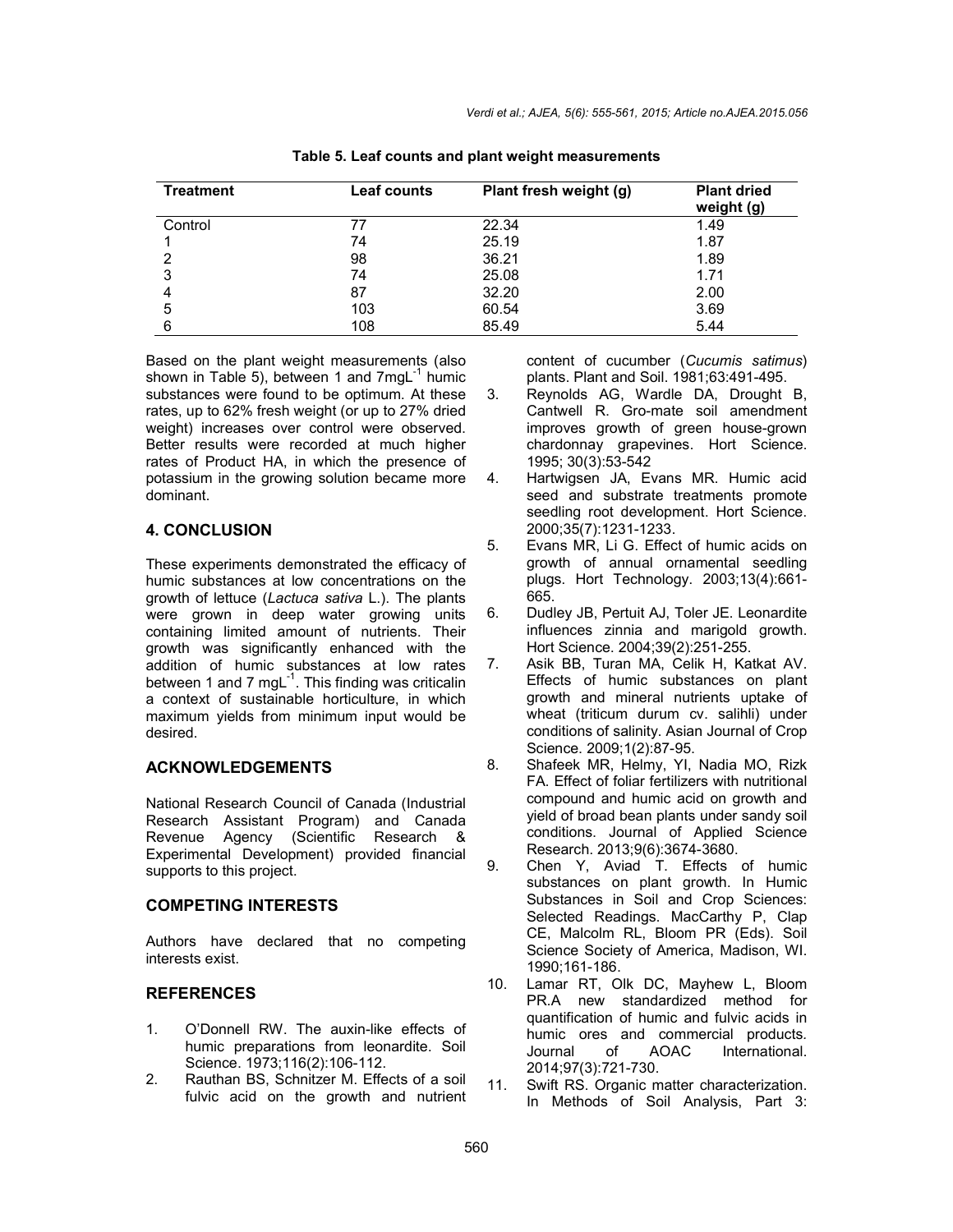**Table 5. Leaf counts and plant weight measurements**

| Treatment | Leaf counts | Plant fresh weight (g) | Plant dried weight (g) |
|---|---|---|---|
| Control | 77 | 22.34 | 1.49 |
| 1 | 74 | 25.19 | 1.87 |
| 2 | 98 | 36.21 | 1.89 |
| 3 | 74 | 25.08 | 1.71 |
| 4 | 87 | 32.20 | 2.00 |
| 5 | 103 | 60.54 | 3.69 |
| 6 | 108 | 85.49 | 5.44 |

Based on the plant weight measurements (also shown in Table 5), between 1 and 7mgL$^{-1}$ humic substances were found to be optimum. At these rates, up to 62% fresh weight (or up to 27% dried weight) increases over control were observed. Better results were recorded at much higher rates of Product HA, in which the presence of potassium in the growing solution became more dominant.

## 4. CONCLUSION

These experiments demonstrated the efficacy of humic substances at low concentrations on the growth of lettuce (*Lactuca sativa* L.). The plants were grown in deep water growing units containing limited amount of nutrients. Their growth was significantly enhanced with the addition of humic substances at low rates between 1 and 7 mgL$^{-1}$. This finding was criticalin a context of sustainable horticulture, in which maximum yields from minimum input would be desired.

## ACKNOWLEDGEMENTS

National Research Council of Canada (Industrial Research Assistant Program) and Canada Revenue Agency (Scientific Research & Experimental Development) provided financial supports to this project.

## COMPETING INTERESTS

Authors have declared that no competing interests exist.

## REFERENCES

1. O'Donnell RW. The auxin-like effects of humic preparations from leonardite. Soil Science. 1973;116(2):106-112.
2. Rauthan BS, Schnitzer M. Effects of a soil fulvic acid on the growth and nutrient content of cucumber (*Cucumis satimus*) plants. Plant and Soil. 1981;63:491-495.
3. Reynolds AG, Wardle DA, Drought B, Cantwell R. Gro-mate soil amendment improves growth of green house-grown chardonnay grapevines. Hort Science. 1995; 30(3):53-542
4. Hartwigsen JA, Evans MR. Humic acid seed and substrate treatments promote seedling root development. Hort Science. 2000;35(7):1231-1233.
5. Evans MR, Li G. Effect of humic acids on growth of annual ornamental seedling plugs. Hort Technology. 2003;13(4):661-665.
6. Dudley JB, Pertuit AJ, Toler JE. Leonardite influences zinnia and marigold growth. Hort Science. 2004;39(2):251-255.
7. Asik BB, Turan MA, Celik H, Katkat AV. Effects of humic substances on plant growth and mineral nutrients uptake of wheat (triticum durum cv. salihli) under conditions of salinity. Asian Journal of Crop Science. 2009;1(2):87-95.
8. Shafeek MR, Helmy, YI, Nadia MO, Rizk FA. Effect of foliar fertilizers with nutritional compound and humic acid on growth and yield of broad bean plants under sandy soil conditions. Journal of Applied Science Research. 2013;9(6):3674-3680.
9. Chen Y, Aviad T. Effects of humic substances on plant growth. In Humic Substances in Soil and Crop Sciences: Selected Readings. MacCarthy P, Clap CE, Malcolm RL, Bloom PR (Eds). Soil Science Society of America, Madison, WI. 1990;161-186.
10. Lamar RT, Olk DC, Mayhew L, Bloom PR.A new standardized method for quantification of humic and fulvic acids in humic ores and commercial products. Journal of AOAC International. 2014;97(3):721-730.
11. Swift RS. Organic matter characterization. In Methods of Soil Analysis, Part 3: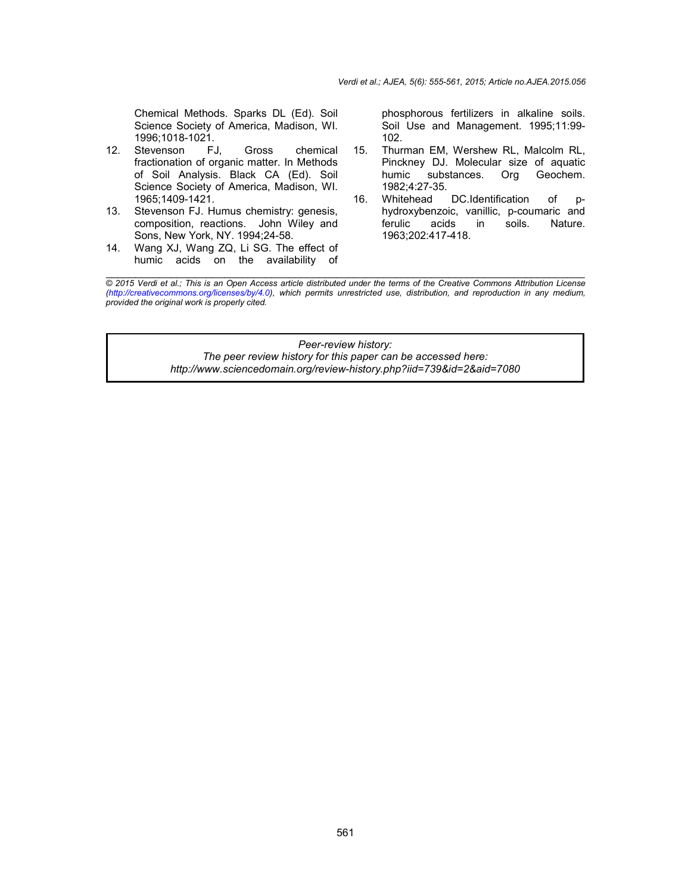Chemical Methods. Sparks DL (Ed). Soil Science Society of America, Madison, WI. 1996;1018-1021.

12. Stevenson FJ, Gross chemical fractionation of organic matter. In Methods of Soil Analysis. Black CA (Ed). Soil Science Society of America, Madison, WI. 1965;1409-1421.
13. Stevenson FJ. Humus chemistry: genesis, composition, reactions. John Wiley and Sons, New York, NY. 1994;24-58.
14. Wang XJ, Wang ZQ, Li SG. The effect of humic acids on the availability of phosphorous fertilizers in alkaline soils. Soil Use and Management. 1995;11:99-102.
15. Thurman EM, Wershew RL, Malcolm RL, Pinckney DJ. Molecular size of aquatic humic substances. Org Geochem. 1982;4:27-35.
16. Whitehead DC.Identification of p-hydroxybenzoic, vanillic, p-coumaric and ferulic acids in soils. Nature. 1963;202:417-418.

---

*© 2015 Verdi et al.; This is an Open Access article distributed under the terms of the Creative Commons Attribution License (http://creativecommons.org/licenses/by/4.0), which permits unrestricted use, distribution, and reproduction in any medium, provided the original work is properly cited.*

*Peer-review history:*
*The peer review history for this paper can be accessed here:*
*http://www.sciencedomain.org/review-history.php?iid=739&id=2&aid=7080*